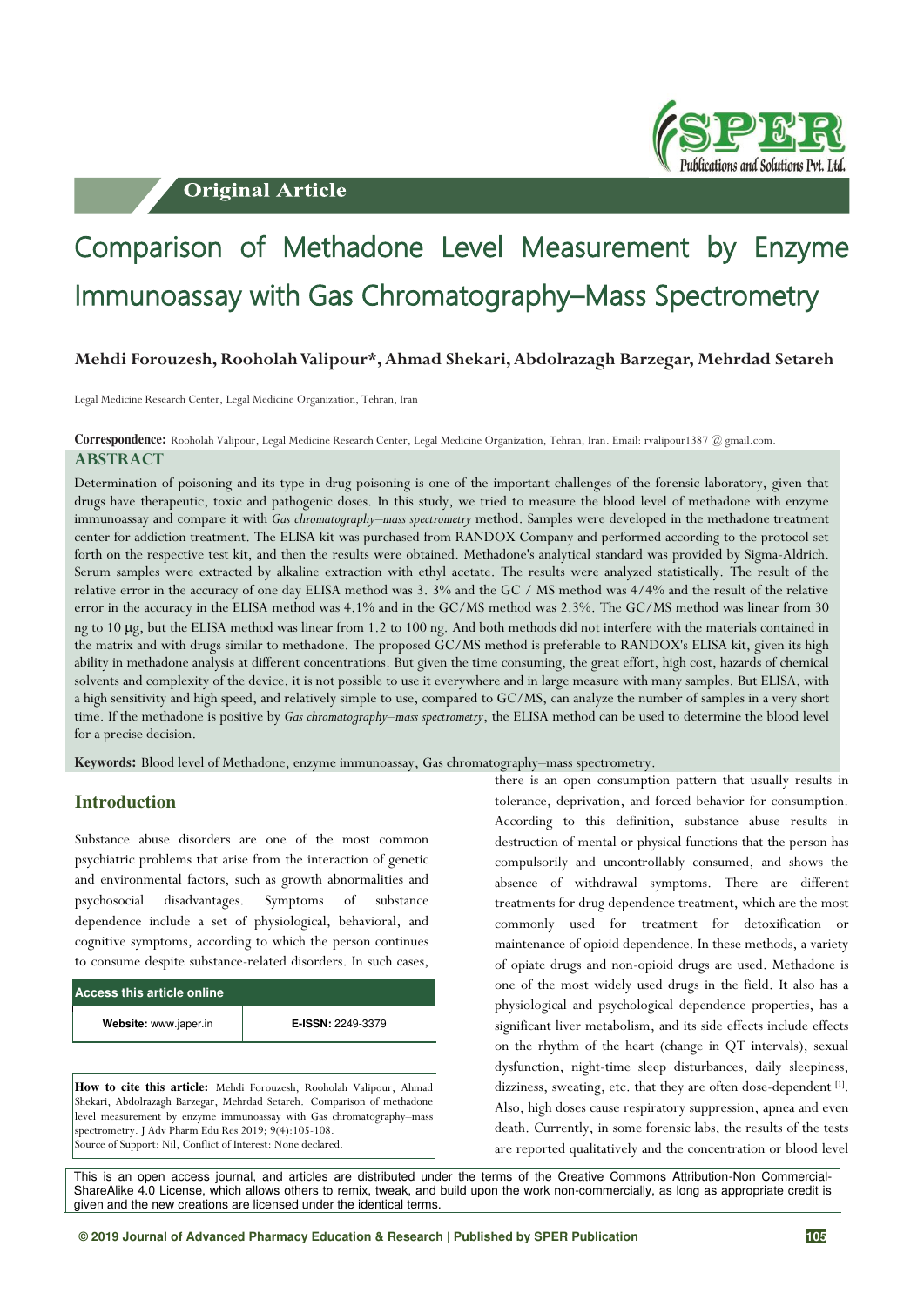Original Article

# Comparison of Methadone Level Measurement by Enzyme Immunoassay with Gas Chromatography–Mass Spectrometry

**Mehdi Forouzesh, Rooholah Valipour*, Ahmad Shekari, Abdolrazagh Barzegar, Mehrdad Setareh**

Legal Medicine Research Center, Legal Medicine Organization, Tehran, Iran

**Correspondence:** Rooholah Valipour, Legal Medicine Research Center, Legal Medicine Organization, Tehran, Iran. Email: rvalipour1387 @ gmail.com.

## ABSTRACT

Determination of poisoning and its type in drug poisoning is one of the important challenges of the forensic laboratory, given that drugs have therapeutic, toxic and pathogenic doses. In this study, we tried to measure the blood level of methadone with enzyme immunoassay and compare it with *Gas chromatography–mass spectrometry* method. Samples were developed in the methadone treatment center for addiction treatment. The ELISA kit was purchased from RANDOX Company and performed according to the protocol set forth on the respective test kit, and then the results were obtained. Methadone's analytical standard was provided by Sigma-Aldrich. Serum samples were extracted by alkaline extraction with ethyl acetate. The results were analyzed statistically. The result of the relative error in the accuracy of one day ELISA method was 3. 3% and the GC / MS method was 4/4% and the result of the relative error in the accuracy in the ELISA method was 4.1% and in the GC/MS method was 2.3%. The GC/MS method was linear from 30 ng to 10 μg, but the ELISA method was linear from 1.2 to 100 ng. And both methods did not interfere with the materials contained in the matrix and with drugs similar to methadone. The proposed GC/MS method is preferable to RANDOX's ELISA kit, given its high ability in methadone analysis at different concentrations. But given the time consuming, the great effort, high cost, hazards of chemical solvents and complexity of the device, it is not possible to use it everywhere and in large measure with many samples. But ELISA, with a high sensitivity and high speed, and relatively simple to use, compared to GC/MS, can analyze the number of samples in a very short time. If the methadone is positive by *Gas chromatography–mass spectrometry*, the ELISA method can be used to determine the blood level for a precise decision.

**Keywords:** Blood level of Methadone, enzyme immunoassay, Gas chromatography–mass spectrometry.

## Introduction

Substance abuse disorders are one of the most common psychiatric problems that arise from the interaction of genetic and environmental factors, such as growth abnormalities and psychosocial disadvantages. Symptoms of substance dependence include a set of physiological, behavioral, and cognitive symptoms, according to which the person continues to consume despite substance-related disorders. In such cases, there is an open consumption pattern that usually results in tolerance, deprivation, and forced behavior for consumption. According to this definition, substance abuse results in destruction of mental or physical functions that the person has compulsorily and uncontrollably consumed, and shows the absence of withdrawal symptoms. There are different treatments for drug dependence treatment, which are the most commonly used for treatment for detoxification or maintenance of opioid dependence. In these methods, a variety of opiate drugs and non-opioid drugs are used. Methadone is one of the most widely used drugs in the field. It also has a physiological and psychological dependence properties, has a significant liver metabolism, and its side effects include effects on the rhythm of the heart (change in QT intervals), sexual dysfunction, night-time sleep disturbances, daily sleepiness, dizziness, sweating, etc. that they are often dose-dependent [1]. Also, high doses cause respiratory suppression, apnea and even death. Currently, in some forensic labs, the results of the tests are reported qualitatively and the concentration or blood level

| Access this article online | |
|---|---|
| **Website:** www.japer.in | **E-ISSN:** 2249-3379 |

**How to cite this article:** Mehdi Forouzesh, Rooholah Valipour, Ahmad Shekari, Abdolrazagh Barzegar, Mehrdad Setareh. Comparison of methadone level measurement by enzyme immunoassay with Gas chromatography–mass spectrometry. J Adv Pharm Edu Res 2019; 9(4):105-108.
Source of Support: Nil, Conflict of Interest: None declared.

This is an open access journal, and articles are distributed under the terms of the Creative Commons Attribution-Non Commercial-ShareAlike 4.0 License, which allows others to remix, tweak, and build upon the work non-commercially, as long as appropriate credit is given and the new creations are licensed under the identical terms.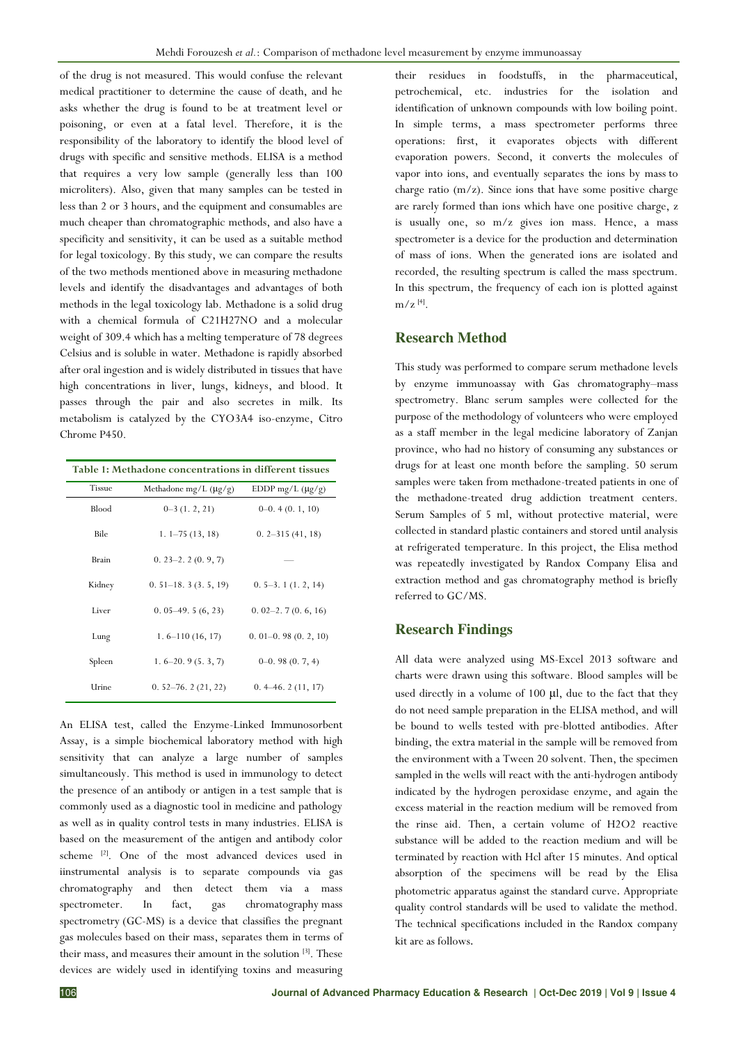of the drug is not measured. This would confuse the relevant medical practitioner to determine the cause of death, and he asks whether the drug is found to be at treatment level or poisoning, or even at a fatal level. Therefore, it is the responsibility of the laboratory to identify the blood level of drugs with specific and sensitive methods. ELISA is a method that requires a very low sample (generally less than 100 microliters). Also, given that many samples can be tested in less than 2 or 3 hours, and the equipment and consumables are much cheaper than chromatographic methods, and also have a specificity and sensitivity, it can be used as a suitable method for legal toxicology. By this study, we can compare the results of the two methods mentioned above in measuring methadone levels and identify the disadvantages and advantages of both methods in the legal toxicology lab. Methadone is a solid drug with a chemical formula of $C_{21}H_{27}NO$ and a molecular weight of 309.4 which has a melting temperature of 78 degrees Celsius and is soluble in water. Methadone is rapidly absorbed after oral ingestion and is widely distributed in tissues that have high concentrations in liver, lungs, kidneys, and blood. It passes through the pair and also secretes in milk. Its metabolism is catalyzed by the CYO3A4 iso-enzyme, Citro Chrome P450.

**Table 1: Methadone concentrations in different tissues**

| Tissue | Methadone mg/L (μg/g) | EDDP mg/L (μg/g) |
|---|---|---|
| Blood | 0–3 (1. 2, 21) | 0–0. 4 (0. 1, 10) |
| Bile | 1. 1–75 (13, 18) | 0. 2–315 (41, 18) |
| Brain | 0. 23–2. 2 (0. 9, 7) | — |
| Kidney | 0. 51–18. 3 (3. 5, 19) | 0. 5–3. 1 (1. 2, 14) |
| Liver | 0. 05–49. 5 (6, 23) | 0. 02–2. 7 (0. 6, 16) |
| Lung | 1. 6–110 (16, 17) | 0. 01–0. 98 (0. 2, 10) |
| Spleen | 1. 6–20. 9 (5. 3, 7) | 0–0. 98 (0. 7, 4) |
| Urine | 0. 52–76. 2 (21, 22) | 0. 4–46. 2 (11, 17) |

An ELISA test, called the Enzyme-Linked Immunosorbent Assay, is a simple biochemical laboratory method with high sensitivity that can analyze a large number of samples simultaneously. This method is used in immunology to detect the presence of an antibody or antigen in a test sample that is commonly used as a diagnostic tool in medicine and pathology as well as in quality control tests in many industries. ELISA is based on the measurement of the antigen and antibody color scheme [2]. One of the most advanced devices used in iinstrumental analysis is to separate compounds via gas chromatography and then detect them via a mass spectrometer. In fact, gas chromatography mass spectrometry (GC-MS) is a device that classifies the pregnant gas molecules based on their mass, separates them in terms of their mass, and measures their amount in the solution [3]. These devices are widely used in identifying toxins and measuring their residues in foodstuffs, in the pharmaceutical, petrochemical, etc. industries for the isolation and identification of unknown compounds with low boiling point. In simple terms, a mass spectrometer performs three operations: first, it evaporates objects with different evaporation powers. Second, it converts the molecules of vapor into ions, and eventually separates the ions by mass to charge ratio (m/z). Since ions that have some positive charge are rarely formed than ions which have one positive charge, z is usually one, so m/z gives ion mass. Hence, a mass spectrometer is a device for the production and determination of mass of ions. When the generated ions are isolated and recorded, the resulting spectrum is called the mass spectrum. In this spectrum, the frequency of each ion is plotted against m/z [4].

## Research Method

This study was performed to compare serum methadone levels by enzyme immunoassay with Gas chromatography–mass spectrometry. Blanc serum samples were collected for the purpose of the methodology of volunteers who were employed as a staff member in the legal medicine laboratory of Zanjan province, who had no history of consuming any substances or drugs for at least one month before the sampling. 50 serum samples were taken from methadone-treated patients in one of the methadone-treated drug addiction treatment centers. Serum Samples of 5 ml, without protective material, were collected in standard plastic containers and stored until analysis at refrigerated temperature. In this project, the Elisa method was repeatedly investigated by Randox Company Elisa and extraction method and gas chromatography method is briefly referred to GC/MS.

## Research Findings

All data were analyzed using MS-Excel 2013 software and charts were drawn using this software. Blood samples will be used directly in a volume of 100 μl, due to the fact that they do not need sample preparation in the ELISA method, and will be bound to wells tested with pre-blotted antibodies. After binding, the extra material in the sample will be removed from the environment with a Tween 20 solvent. Then, the specimen sampled in the wells will react with the anti-hydrogen antibody indicated by the hydrogen peroxidase enzyme, and again the excess material in the reaction medium will be removed from the rinse aid. Then, a certain volume of H2O2 reactive substance will be added to the reaction medium and will be terminated by reaction with Hcl after 15 minutes. And optical absorption of the specimens will be read by the Elisa photometric apparatus against the standard curve. Appropriate quality control standards will be used to validate the method. The technical specifications included in the Randox company kit are as follows.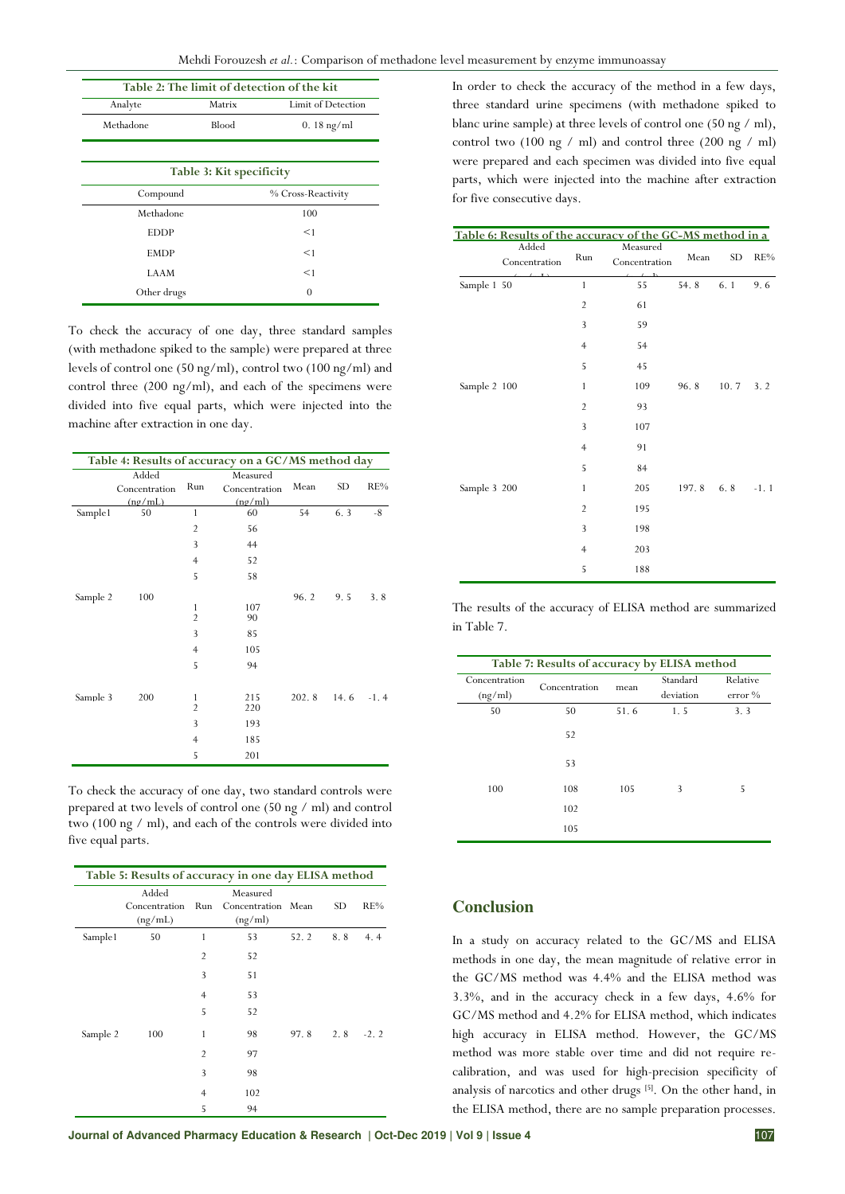**Table 2: The limit of detection of the kit**

| Analyte | Matrix | Limit of Detection |
|---|---|---|
| Methadone | Blood | 0. 18 ng/ml |

**Table 3: Kit specificity**

| Compound | % Cross-Reactivity |
|---|---|
| Methadone | 100 |
| EDDP | <1 |
| EMDP | <1 |
| LAAM | <1 |
| Other drugs | 0 |

To check the accuracy of one day, three standard samples (with methadone spiked to the sample) were prepared at three levels of control one (50 ng/ml), control two (100 ng/ml) and control three (200 ng/ml), and each of the specimens were divided into five equal parts, which were injected into the machine after extraction in one day.

**Table 4: Results of accuracy on a GC/MS method day**

| | Added Concentration (ng/mL) | Run | Measured Concentration (ng/ml) | Mean | SD | RE% |
|---|---|---|---|---|---|---|
| Sample1 | 50 | 1 | 60 | 54 | 6. 3 | -8 |
| | | 2 | 56 | | | |
| | | 3 | 44 | | | |
| | | 4 | 52 | | | |
| | | 5 | 58 | | | |
| Sample 2 | 100 | 1 | 107 | 96. 2 | 9. 5 | 3. 8 |
| | | 2 | 90 | | | |
| | | 3 | 85 | | | |
| | | 4 | 105 | | | |
| | | 5 | 94 | | | |
| Sample 3 | 200 | 1 | 215 | 202. 8 | 14. 6 | -1. 4 |
| | | 2 | 220 | | | |
| | | 3 | 193 | | | |
| | | 4 | 185 | | | |
| | | 5 | 201 | | | |

To check the accuracy of one day, two standard controls were prepared at two levels of control one (50 ng / ml) and control two (100 ng / ml), and each of the controls were divided into five equal parts.

**Table 5: Results of accuracy in one day ELISA method**

| | Added Concentration (ng/mL) | Run | Measured Concentration (ng/ml) | Mean | SD | RE% |
|---|---|---|---|---|---|---|
| Sample1 | 50 | 1 | 53 | 52. 2 | 8. 8 | 4. 4 |
| | | 2 | 52 | | | |
| | | 3 | 51 | | | |
| | | 4 | 53 | | | |
| | | 5 | 52 | | | |
| Sample 2 | 100 | 1 | 98 | 97. 8 | 2. 8 | -2. 2 |
| | | 2 | 97 | | | |
| | | 3 | 98 | | | |
| | | 4 | 102 | | | |
| | | 5 | 94 | | | |

In order to check the accuracy of the method in a few days, three standard urine specimens (with methadone spiked to blanc urine sample) at three levels of control one (50 ng / ml), control two (100 ng / ml) and control three (200 ng / ml) were prepared and each specimen was divided into five equal parts, which were injected into the machine after extraction for five consecutive days.

**Table 6: Results of the accuracy of the GC-MS method in a**

| | Added Concentration (ng/ml) | Run | Measured Concentration (ng/ml) | Mean | SD | RE% |
|---|---|---|---|---|---|---|
| Sample 1 | 50 | 1 | 55 | 54. 8 | 6. 1 | 9. 6 |
| | | 2 | 61 | | | |
| | | 3 | 59 | | | |
| | | 4 | 54 | | | |
| | | 5 | 45 | | | |
| Sample 2 | 100 | 1 | 109 | 96. 8 | 10. 7 | 3. 2 |
| | | 2 | 93 | | | |
| | | 3 | 107 | | | |
| | | 4 | 91 | | | |
| | | 5 | 84 | | | |
| Sample 3 | 200 | 1 | 205 | 197. 8 | 6. 8 | -1. 1 |
| | | 2 | 195 | | | |
| | | 3 | 198 | | | |
| | | 4 | 203 | | | |
| | | 5 | 188 | | | |

The results of the accuracy of ELISA method are summarized in Table 7.

**Table 7: Results of accuracy by ELISA method**

| Concentration (ng/ml) | Concentration | mean | Standard deviation | Relative error % |
|---|---|---|---|---|
| 50 | 50 | 51. 6 | 1. 5 | 3. 3 |
| | 52 | | | |
| | 53 | | | |
| 100 | 108 | 105 | 3 | 5 |
| | 102 | | | |
| | 105 | | | |

## Conclusion

In a study on accuracy related to the GC/MS and ELISA methods in one day, the mean magnitude of relative error in the GC/MS method was 4.4% and the ELISA method was 3.3%, and in the accuracy check in a few days, 4.6% for GC/MS method and 4.2% for ELISA method, which indicates high accuracy in ELISA method. However, the GC/MS method was more stable over time and did not require re-calibration, and was used for high-precision specificity of analysis of narcotics and other drugs [5]. On the other hand, in the ELISA method, there are no sample preparation processes.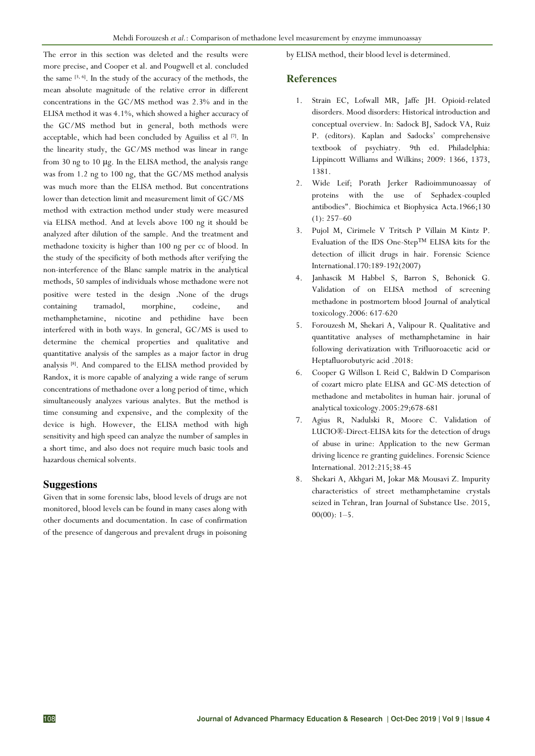The error in this section was deleted and the results were more precise, and Cooper et al. and Pougwell et al. concluded the same [3, 6]. In the study of the accuracy of the methods, the mean absolute magnitude of the relative error in different concentrations in the GC/MS method was 2.3% and in the ELISA method it was 4.1%, which showed a higher accuracy of the GC/MS method but in general, both methods were acceptable, which had been concluded by Aguiliss et al [7]. In the linearity study, the GC/MS method was linear in range from 30 ng to 10 μg. In the ELISA method, the analysis range was from 1.2 ng to 100 ng, that the GC/MS method analysis was much more than the ELISA method. But concentrations lower than detection limit and measurement limit of GC/MS method with extraction method under study were measured via ELISA method. And at levels above 100 ng it should be analyzed after dilution of the sample. And the treatment and methadone toxicity is higher than 100 ng per cc of blood. In the study of the specificity of both methods after verifying the non-interference of the Blanc sample matrix in the analytical methods, 50 samples of individuals whose methadone were not positive were tested in the design .None of the drugs containing tramadol, morphine, codeine, and methamphetamine, nicotine and pethidine have been interfered with in both ways. In general, GC/MS is used to determine the chemical properties and qualitative and quantitative analysis of the samples as a major factor in drug analysis [8]. And compared to the ELISA method provided by Randox, it is more capable of analyzing a wide range of serum concentrations of methadone over a long period of time, which simultaneously analyzes various analytes. But the method is time consuming and expensive, and the complexity of the device is high. However, the ELISA method with high sensitivity and high speed can analyze the number of samples in a short time, and also does not require much basic tools and hazardous chemical solvents.

## Suggestions

Given that in some forensic labs, blood levels of drugs are not monitored, blood levels can be found in many cases along with other documents and documentation. In case of confirmation of the presence of dangerous and prevalent drugs in poisoning by ELISA method, their blood level is determined.

## References

1. Strain EC, Lofwall MR, Jaffe JH. Opioid-related disorders. Mood disorders: Historical introduction and conceptual overview. In: Sadock BJ, Sadock VA, Ruiz P. (editors). Kaplan and Sadocks' comprehensive textbook of psychiatry. 9th ed. Philadelphia: Lippincott Williams and Wilkins; 2009: 1366, 1373, 1381.
2. Wide Leif; Porath Jerker Radioimmunoassay of proteins with the use of Sephadex-coupled antibodies". Biochimica et Biophysica Acta.1966;130 (1): 257–60
3. Pujol M, Cirimele V Tritsch P Villain M Kintz P. Evaluation of the IDS One-Step™ ELISA kits for the detection of illicit drugs in hair. Forensic Science International.170:189-192(2007)
4. Janhascik M Habbel S, Barron S, Behonick G. Validation of on ELISA method of screening methadone in postmortem blood Journal of analytical toxicology.2006: 617-620
5. Forouzesh M, Shekari A, Valipour R. Qualitative and quantitative analyses of methamphetamine in hair following derivatization with Trifluoroacetic acid or Heptafluorobutyric acid .2018:
6. Cooper G Willson L Reid C, Baldwin D Comparison of cozart micro plate ELISA and GC-MS detection of methadone and metabolites in human hair. jorunal of analytical toxicology.2005:29;678-681
7. Agius R, Nadulski R, Moore C. Validation of LUCIO®-Direct-ELISA kits for the detection of drugs of abuse in urine: Application to the new German driving licence re granting guidelines. Forensic Science International. 2012:215;38-45
8. Shekari A, Akhgari M, Jokar M& Mousavi Z. Impurity characteristics of street methamphetamine crystals seized in Tehran, Iran Journal of Substance Use. 2015, 00(00): 1–5.